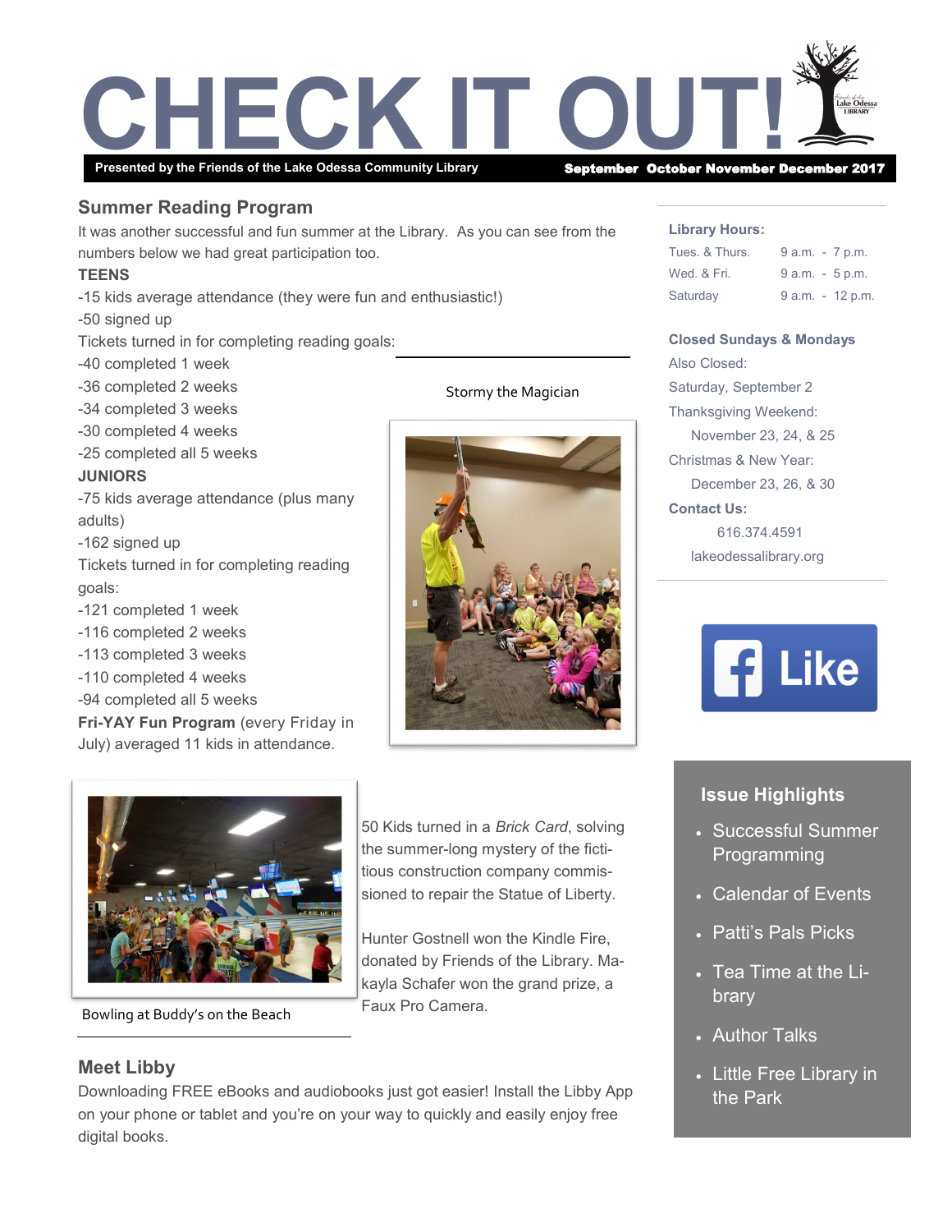# CHECK IT OUT!

**Presented by the Friends of the Lake Odessa Community Library** — **September October November December 2017**

## Summer Reading Program

It was another successful and fun summer at the Library. As you can see from the numbers below we had great participation too.

**TEENS**

-15 kids average attendance (they were fun and enthusiastic!)
-50 signed up
Tickets turned in for completing reading goals:
-40 completed 1 week
-36 completed 2 weeks
-34 completed 3 weeks
-30 completed 4 weeks
-25 completed all 5 weeks

**JUNIORS**

-75 kids average attendance (plus many adults)
-162 signed up
Tickets turned in for completing reading goals:
-121 completed 1 week
-116 completed 2 weeks
-113 completed 3 weeks
-110 completed 4 weeks
-94 completed all 5 weeks

**Fri-YAY Fun Program** (every Friday in July) averaged 11 kids in attendance.

Stormy the Magician

Bowling at Buddy's on the Beach

50 Kids turned in a *Brick Card*, solving the summer-long mystery of the fictitious construction company commissioned to repair the Statue of Liberty.

Hunter Gostnell won the Kindle Fire, donated by Friends of the Library. Makayla Schafer won the grand prize, a Faux Pro Camera.

## Meet Libby

Downloading FREE eBooks and audiobooks just got easier! Install the Libby App on your phone or tablet and you're on your way to quickly and easily enjoy free digital books.

**Library Hours:**

| | |
|---|---|
| Tues. & Thurs. | 9 a.m. - 7 p.m. |
| Wed. & Fri. | 9 a.m. - 5 p.m. |
| Saturday | 9 a.m. - 12 p.m. |

**Closed Sundays & Mondays**

Also Closed:
Saturday, September 2
Thanksgiving Weekend:
November 23, 24, & 25
Christmas & New Year:
December 23, 26, & 30

**Contact Us:**

616.374.4591
lakeodessalibrary.org

Like

### Issue Highlights

- Successful Summer Programming
- Calendar of Events
- Patti's Pals Picks
- Tea Time at the Library
- Author Talks
- Little Free Library in the Park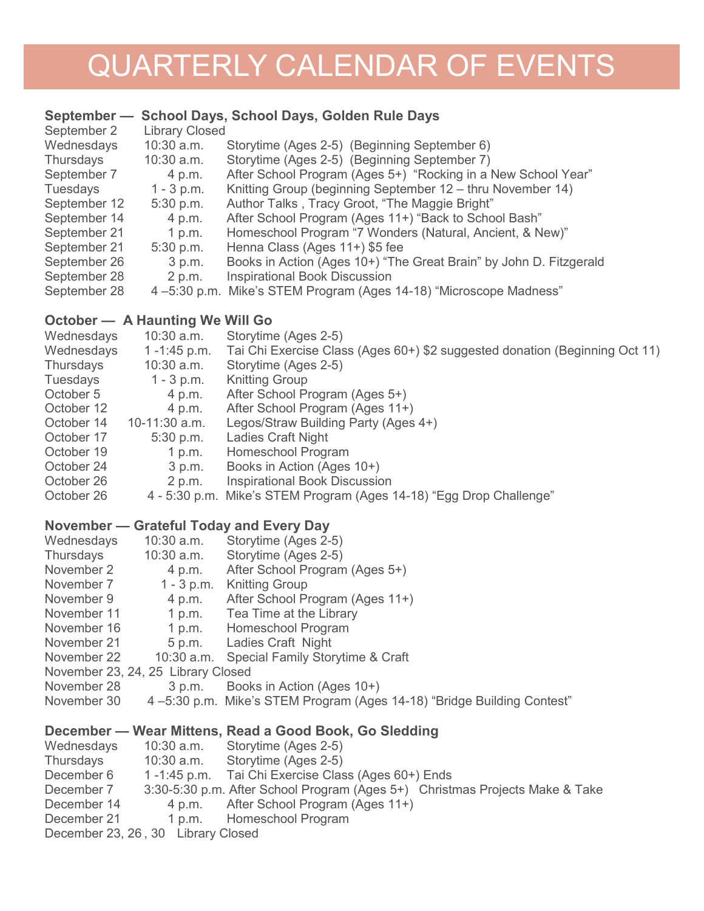# QUARTERLY CALENDAR OF EVENTS

## September — School Days, School Days, Golden Rule Days

| | | |
|---|---|---|
| September 2 | Library Closed | |
| Wednesdays | 10:30 a.m. | Storytime (Ages 2-5) (Beginning September 6) |
| Thursdays | 10:30 a.m. | Storytime (Ages 2-5) (Beginning September 7) |
| September 7 | 4 p.m. | After School Program (Ages 5+) "Rocking in a New School Year" |
| Tuesdays | 1 - 3 p.m. | Knitting Group (beginning September 12 – thru November 14) |
| September 12 | 5:30 p.m. | Author Talks , Tracy Groot, "The Maggie Bright" |
| September 14 | 4 p.m. | After School Program (Ages 11+) "Back to School Bash" |
| September 21 | 1 p.m. | Homeschool Program "7 Wonders (Natural, Ancient, & New)" |
| September 21 | 5:30 p.m. | Henna Class (Ages 11+) $5 fee |
| September 26 | 3 p.m. | Books in Action (Ages 10+) "The Great Brain" by John D. Fitzgerald |
| September 28 | 2 p.m. | Inspirational Book Discussion |
| September 28 | 4 –5:30 p.m. | Mike's STEM Program (Ages 14-18) "Microscope Madness" |

## October — A Haunting We Will Go

| | | |
|---|---|---|
| Wednesdays | 10:30 a.m. | Storytime (Ages 2-5) |
| Wednesdays | 1 -1:45 p.m. | Tai Chi Exercise Class (Ages 60+) $2 suggested donation (Beginning Oct 11) |
| Thursdays | 10:30 a.m. | Storytime (Ages 2-5) |
| Tuesdays | 1 - 3 p.m. | Knitting Group |
| October 5 | 4 p.m. | After School Program (Ages 5+) |
| October 12 | 4 p.m. | After School Program (Ages 11+) |
| October 14 | 10-11:30 a.m. | Legos/Straw Building Party (Ages 4+) |
| October 17 | 5:30 p.m. | Ladies Craft Night |
| October 19 | 1 p.m. | Homeschool Program |
| October 24 | 3 p.m. | Books in Action (Ages 10+) |
| October 26 | 2 p.m. | Inspirational Book Discussion |
| October 26 | 4 - 5:30 p.m. | Mike's STEM Program (Ages 14-18) "Egg Drop Challenge" |

## November — Grateful Today and Every Day

| | | |
|---|---|---|
| Wednesdays | 10:30 a.m. | Storytime (Ages 2-5) |
| Thursdays | 10:30 a.m. | Storytime (Ages 2-5) |
| November 2 | 4 p.m. | After School Program (Ages 5+) |
| November 7 | 1 - 3 p.m. | Knitting Group |
| November 9 | 4 p.m. | After School Program (Ages 11+) |
| November 11 | 1 p.m. | Tea Time at the Library |
| November 16 | 1 p.m. | Homeschool Program |
| November 21 | 5 p.m. | Ladies Craft Night |
| November 22 | 10:30 a.m. | Special Family Storytime & Craft |
| November 23, 24, 25 | Library Closed | |
| November 28 | 3 p.m. | Books in Action (Ages 10+) |
| November 30 | 4 –5:30 p.m. | Mike's STEM Program (Ages 14-18) "Bridge Building Contest" |

## December — Wear Mittens, Read a Good Book, Go Sledding

| | | |
|---|---|---|
| Wednesdays | 10:30 a.m. | Storytime (Ages 2-5) |
| Thursdays | 10:30 a.m. | Storytime (Ages 2-5) |
| December 6 | 1 -1:45 p.m. | Tai Chi Exercise Class (Ages 60+) Ends |
| December 7 | 3:30-5:30 p.m. | After School Program (Ages 5+) Christmas Projects Make & Take |
| December 14 | 4 p.m. | After School Program (Ages 11+) |
| December 21 | 1 p.m. | Homeschool Program |
| December 23, 26 , 30 | Library Closed | |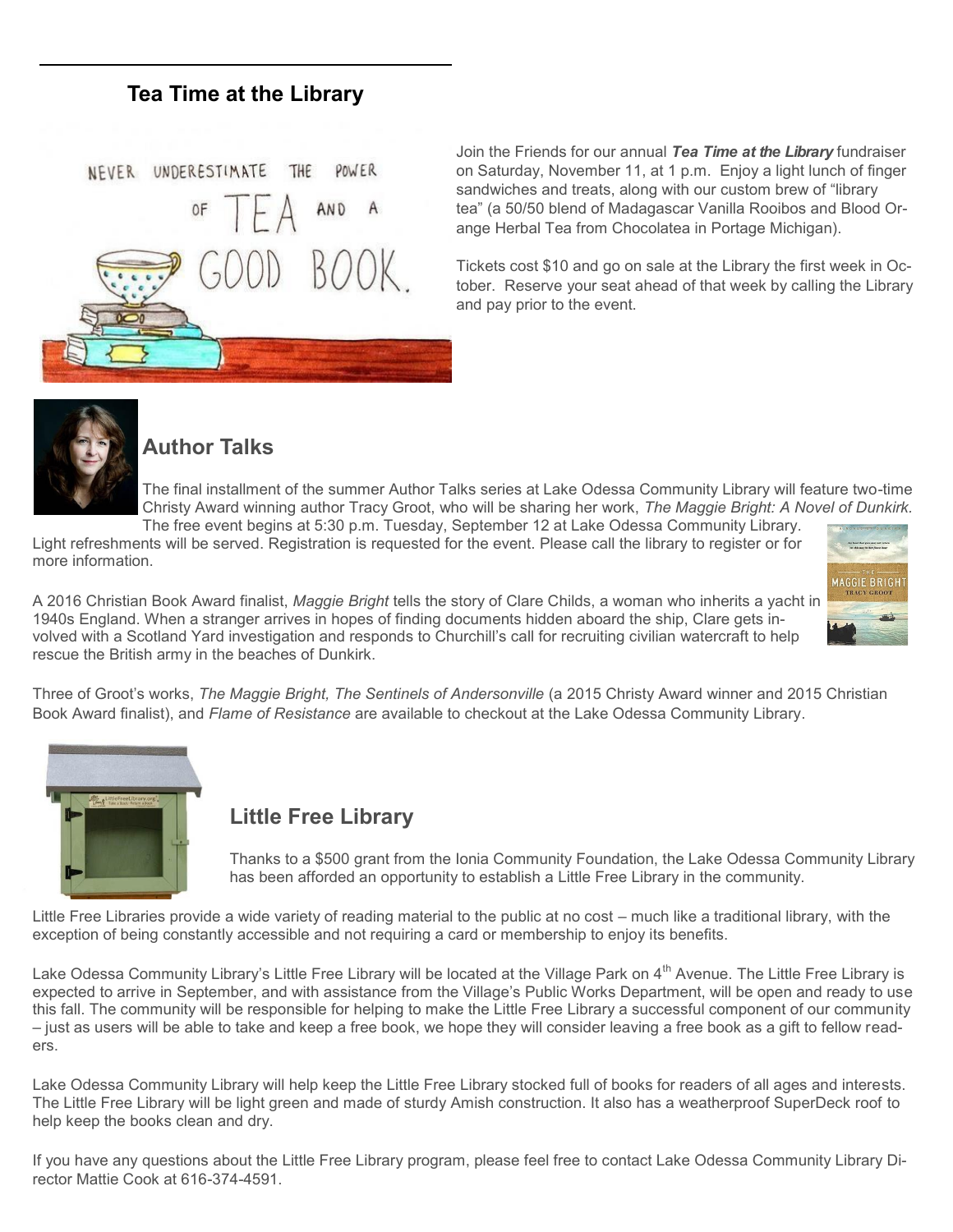## Tea Time at the Library

Join the Friends for our annual ***Tea Time at the Library*** fundraiser on Saturday, November 11, at 1 p.m. Enjoy a light lunch of finger sandwiches and treats, along with our custom brew of "library tea" (a 50/50 blend of Madagascar Vanilla Rooibos and Blood Orange Herbal Tea from Chocolatea in Portage Michigan).

Tickets cost $10 and go on sale at the Library the first week in October. Reserve your seat ahead of that week by calling the Library and pay prior to the event.

## Author Talks

The final installment of the summer Author Talks series at Lake Odessa Community Library will feature two-time Christy Award winning author Tracy Groot, who will be sharing her work, *The Maggie Bright: A Novel of Dunkirk*. The free event begins at 5:30 p.m. Tuesday, September 12 at Lake Odessa Community Library. Light refreshments will be served. Registration is requested for the event. Please call the library to register or for more information.

A 2016 Christian Book Award finalist, *Maggie Bright* tells the story of Clare Childs, a woman who inherits a yacht in 1940s England. When a stranger arrives in hopes of finding documents hidden aboard the ship, Clare gets involved with a Scotland Yard investigation and responds to Churchill's call for recruiting civilian watercraft to help rescue the British army in the beaches of Dunkirk.

Three of Groot's works, *The Maggie Bright, The Sentinels of Andersonville* (a 2015 Christy Award winner and 2015 Christian Book Award finalist), and *Flame of Resistance* are available to checkout at the Lake Odessa Community Library.

## Little Free Library

Thanks to a $500 grant from the Ionia Community Foundation, the Lake Odessa Community Library has been afforded an opportunity to establish a Little Free Library in the community.

Little Free Libraries provide a wide variety of reading material to the public at no cost – much like a traditional library, with the exception of being constantly accessible and not requiring a card or membership to enjoy its benefits.

Lake Odessa Community Library's Little Free Library will be located at the Village Park on 4th Avenue. The Little Free Library is expected to arrive in September, and with assistance from the Village's Public Works Department, will be open and ready to use this fall. The community will be responsible for helping to make the Little Free Library a successful component of our community – just as users will be able to take and keep a free book, we hope they will consider leaving a free book as a gift to fellow readers.

Lake Odessa Community Library will help keep the Little Free Library stocked full of books for readers of all ages and interests. The Little Free Library will be light green and made of sturdy Amish construction. It also has a weatherproof SuperDeck roof to help keep the books clean and dry.

If you have any questions about the Little Free Library program, please feel free to contact Lake Odessa Community Library Director Mattie Cook at 616-374-4591.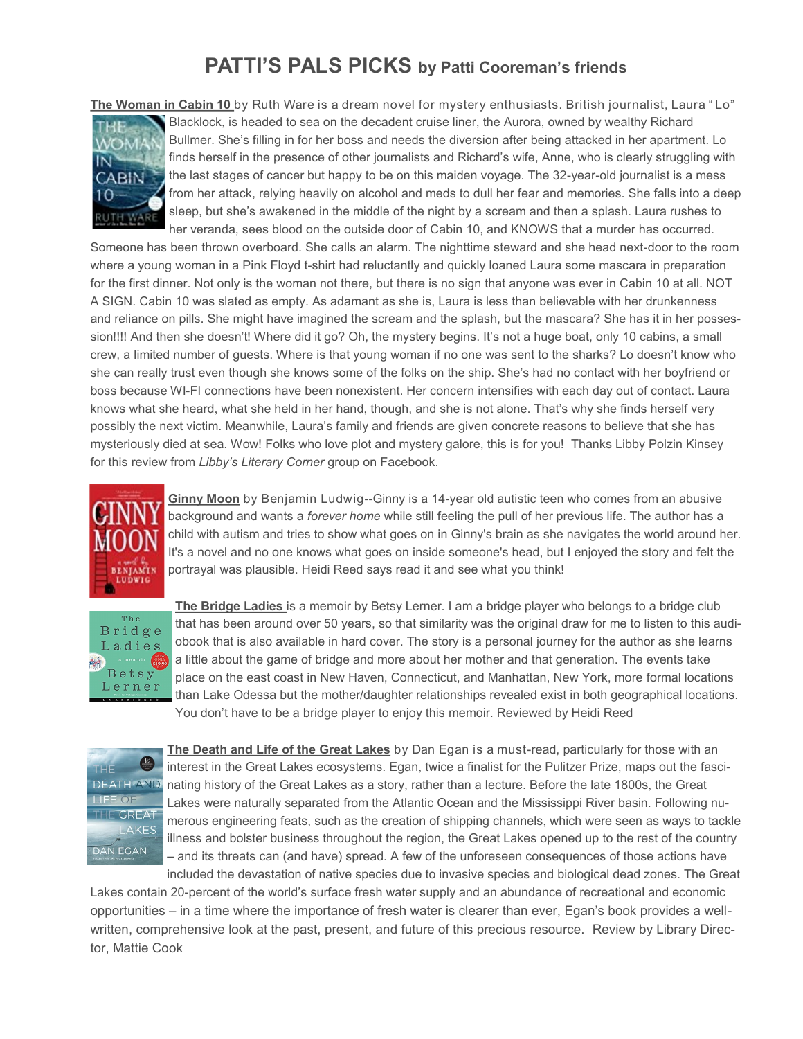# PATTI'S PALS PICKS by Patti Cooreman's friends

**The Woman in Cabin 10** by Ruth Ware is a dream novel for mystery enthusiasts. British journalist, Laura "Lo" Blacklock, is headed to sea on the decadent cruise liner, the Aurora, owned by wealthy Richard Bullmer. She's filling in for her boss and needs the diversion after being attacked in her apartment. Lo finds herself in the presence of other journalists and Richard's wife, Anne, who is clearly struggling with the last stages of cancer but happy to be on this maiden voyage. The 32-year-old journalist is a mess from her attack, relying heavily on alcohol and meds to dull her fear and memories. She falls into a deep sleep, but she's awakened in the middle of the night by a scream and then a splash. Laura rushes to her veranda, sees blood on the outside door of Cabin 10, and KNOWS that a murder has occurred. Someone has been thrown overboard. She calls an alarm. The nighttime steward and she head next-door to the room where a young woman in a Pink Floyd t-shirt had reluctantly and quickly loaned Laura some mascara in preparation for the first dinner. Not only is the woman not there, but there is no sign that anyone was ever in Cabin 10 at all. NOT A SIGN. Cabin 10 was slated as empty. As adamant as she is, Laura is less than believable with her drunkenness and reliance on pills. She might have imagined the scream and the splash, but the mascara? She has it in her possession!!!! And then she doesn't! Where did it go? Oh, the mystery begins. It's not a huge boat, only 10 cabins, a small crew, a limited number of guests. Where is that young woman if no one was sent to the sharks? Lo doesn't know who she can really trust even though she knows some of the folks on the ship. She's had no contact with her boyfriend or boss because WI-FI connections have been nonexistent. Her concern intensifies with each day out of contact. Laura knows what she heard, what she held in her hand, though, and she is not alone. That's why she finds herself very possibly the next victim. Meanwhile, Laura's family and friends are given concrete reasons to believe that she has mysteriously died at sea. Wow! Folks who love plot and mystery galore, this is for you! Thanks Libby Polzin Kinsey for this review from *Libby's Literary Corner* group on Facebook.

**Ginny Moon** by Benjamin Ludwig--Ginny is a 14-year old autistic teen who comes from an abusive background and wants a *forever home* while still feeling the pull of her previous life. The author has a child with autism and tries to show what goes on in Ginny's brain as she navigates the world around her. It's a novel and no one knows what goes on inside someone's head, but I enjoyed the story and felt the portrayal was plausible. Heidi Reed says read it and see what you think!

**The Bridge Ladies** is a memoir by Betsy Lerner. I am a bridge player who belongs to a bridge club that has been around over 50 years, so that similarity was the original draw for me to listen to this audiobook that is also available in hard cover. The story is a personal journey for the author as she learns a little about the game of bridge and more about her mother and that generation. The events take place on the east coast in New Haven, Connecticut, and Manhattan, New York, more formal locations than Lake Odessa but the mother/daughter relationships revealed exist in both geographical locations. You don't have to be a bridge player to enjoy this memoir. Reviewed by Heidi Reed

**The Death and Life of the Great Lakes** by Dan Egan is a must-read, particularly for those with an interest in the Great Lakes ecosystems. Egan, twice a finalist for the Pulitzer Prize, maps out the fascinating history of the Great Lakes as a story, rather than a lecture. Before the late 1800s, the Great Lakes were naturally separated from the Atlantic Ocean and the Mississippi River basin. Following numerous engineering feats, such as the creation of shipping channels, which were seen as ways to tackle illness and bolster business throughout the region, the Great Lakes opened up to the rest of the country – and its threats can (and have) spread. A few of the unforeseen consequences of those actions have included the devastation of native species due to invasive species and biological dead zones. The Great Lakes contain 20-percent of the world's surface fresh water supply and an abundance of recreational and economic opportunities – in a time where the importance of fresh water is clearer than ever, Egan's book provides a well-written, comprehensive look at the past, present, and future of this precious resource. Review by Library Director, Mattie Cook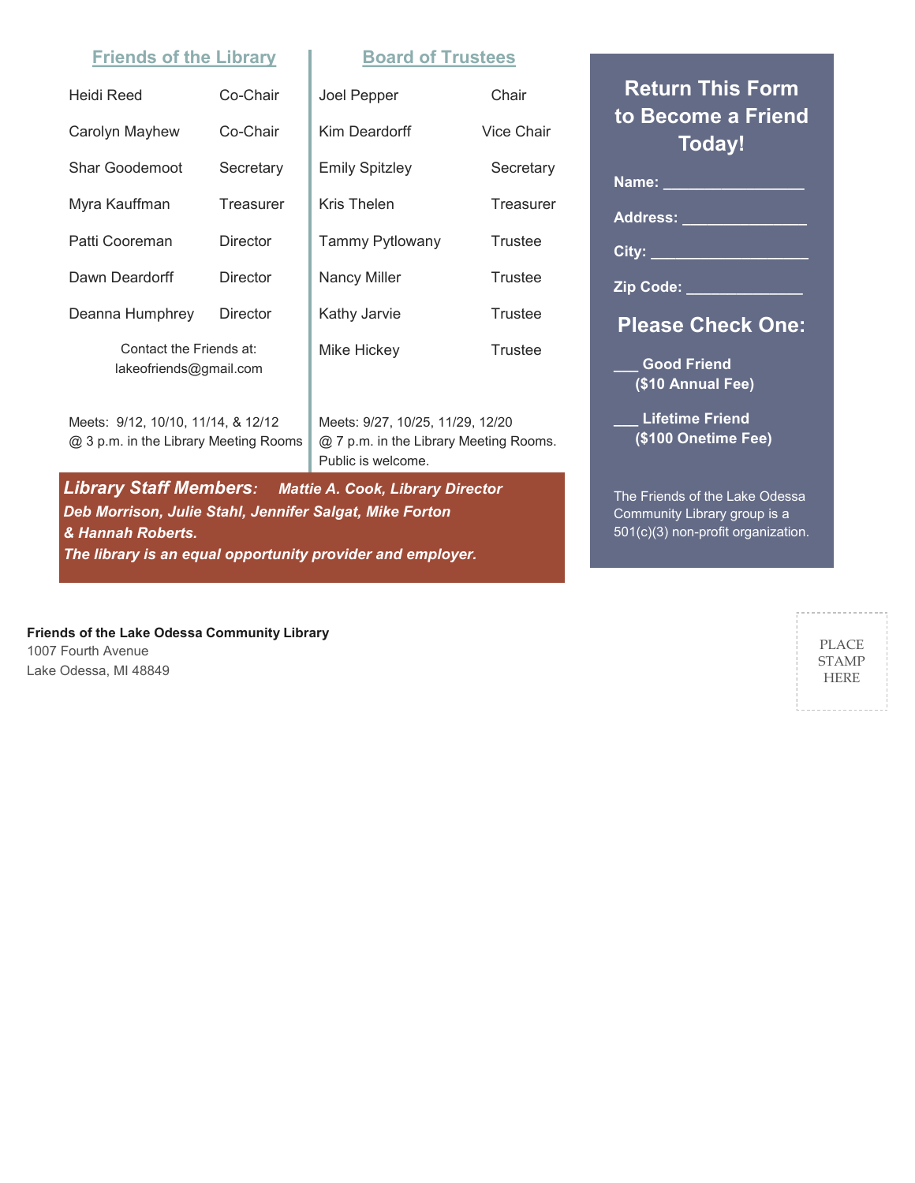## Friends of the Library

| | |
|---|---|
| Heidi Reed | Co-Chair |
| Carolyn Mayhew | Co-Chair |
| Shar Goodemoot | Secretary |
| Myra Kauffman | Treasurer |
| Patti Cooreman | Director |
| Dawn Deardorff | Director |
| Deanna Humphrey | Director |

Contact the Friends at:
lakeofriends@gmail.com

Meets: 9/12, 10/10, 11/14, & 12/12 @ 3 p.m. in the Library Meeting Rooms

## Board of Trustees

| | |
|---|---|
| Joel Pepper | Chair |
| Kim Deardorff | Vice Chair |
| Emily Spitzley | Secretary |
| Kris Thelen | Treasurer |
| Tammy Pytlowany | Trustee |
| Nancy Miller | Trustee |
| Kathy Jarvie | Trustee |
| Mike Hickey | Trustee |

Meets: 9/27, 10/25, 11/29, 12/20 @ 7 p.m. in the Library Meeting Rooms. Public is welcome.

***Library Staff Members:*** ***Mattie A. Cook, Library Director***
***Deb Morrison, Julie Stahl, Jennifer Salgat, Mike Forton & Hannah Roberts.***
***The library is an equal opportunity provider and employer.***

## Return This Form to Become a Friend Today!

**Name:** ________________

**Address:** ______________

**City:** ___________________

**Zip Code:** _____________

### Please Check One:

**___ Good Friend ($10 Annual Fee)**

**___ Lifetime Friend ($100 Onetime Fee)**

The Friends of the Lake Odessa Community Library group is a 501(c)(3) non-profit organization.

**Friends of the Lake Odessa Community Library**
1007 Fourth Avenue
Lake Odessa, MI 48849

PLACE STAMP HERE